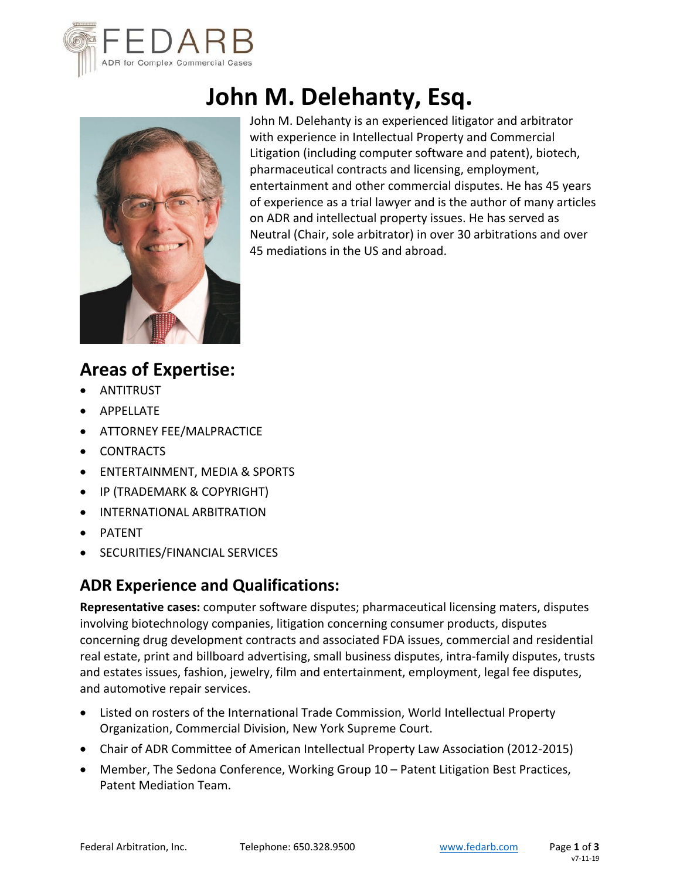# John M. Delehanty, Esq.

John M. Delehanty is an experienced litigator and arbitrator with experience in Intellectual Property and Commercial Litigation (including computer software and patent), biotech, pharmaceutical contracts and licensing, employment, entertainment and other commercial disputes. He has 45 years of experience as a trial lawyer and is the author of many articles on ADR and intellectual property issues. He has served as Neutral (Chair, sole arbitrator) in over 30 arbitrations and over 45 mediations in the US and abroad.

## Areas of Expertise:

- ANTITRUST
- APPELLATE
- ATTORNEY FEE/MALPRACTICE
- CONTRACTS
- ENTERTAINMENT, MEDIA & SPORTS
- IP (TRADEMARK & COPYRIGHT)
- INTERNATIONAL ARBITRATION
- PATENT
- SECURITIES/FINANCIAL SERVICES

## ADR Experience and Qualifications:

**Representative cases:** computer software disputes; pharmaceutical licensing maters, disputes involving biotechnology companies, litigation concerning consumer products, disputes concerning drug development contracts and associated FDA issues, commercial and residential real estate, print and billboard advertising, small business disputes, intra-family disputes, trusts and estates issues, fashion, jewelry, film and entertainment, employment, legal fee disputes, and automotive repair services.

- Listed on rosters of the International Trade Commission, World Intellectual Property Organization, Commercial Division, New York Supreme Court.
- Chair of ADR Committee of American Intellectual Property Law Association (2012-2015)
- Member, The Sedona Conference, Working Group 10 – Patent Litigation Best Practices, Patent Mediation Team.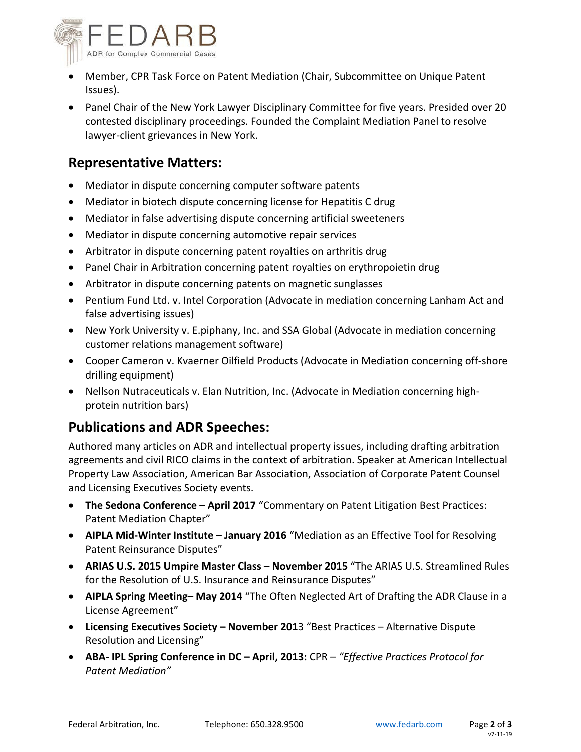- Member, CPR Task Force on Patent Mediation (Chair, Subcommittee on Unique Patent Issues).
- Panel Chair of the New York Lawyer Disciplinary Committee for five years. Presided over 20 contested disciplinary proceedings. Founded the Complaint Mediation Panel to resolve lawyer-client grievances in New York.

## Representative Matters:

- Mediator in dispute concerning computer software patents
- Mediator in biotech dispute concerning license for Hepatitis C drug
- Mediator in false advertising dispute concerning artificial sweeteners
- Mediator in dispute concerning automotive repair services
- Arbitrator in dispute concerning patent royalties on arthritis drug
- Panel Chair in Arbitration concerning patent royalties on erythropoietin drug
- Arbitrator in dispute concerning patents on magnetic sunglasses
- Pentium Fund Ltd. v. Intel Corporation (Advocate in mediation concerning Lanham Act and false advertising issues)
- New York University v. E.piphany, Inc. and SSA Global (Advocate in mediation concerning customer relations management software)
- Cooper Cameron v. Kvaerner Oilfield Products (Advocate in Mediation concerning off-shore drilling equipment)
- Nellson Nutraceuticals v. Elan Nutrition, Inc. (Advocate in Mediation concerning high-protein nutrition bars)

## Publications and ADR Speeches:

Authored many articles on ADR and intellectual property issues, including drafting arbitration agreements and civil RICO claims in the context of arbitration. Speaker at American Intellectual Property Law Association, American Bar Association, Association of Corporate Patent Counsel and Licensing Executives Society events.

- **The Sedona Conference – April 2017** "Commentary on Patent Litigation Best Practices: Patent Mediation Chapter"
- **AIPLA Mid-Winter Institute – January 2016** "Mediation as an Effective Tool for Resolving Patent Reinsurance Disputes"
- **ARIAS U.S. 2015 Umpire Master Class – November 2015** "The ARIAS U.S. Streamlined Rules for the Resolution of U.S. Insurance and Reinsurance Disputes"
- **AIPLA Spring Meeting– May 2014** "The Often Neglected Art of Drafting the ADR Clause in a License Agreement"
- **Licensing Executives Society – November 201**3 "Best Practices – Alternative Dispute Resolution and Licensing"
- **ABA- IPL Spring Conference in DC – April, 2013:** CPR – *"Effective Practices Protocol for Patent Mediation"*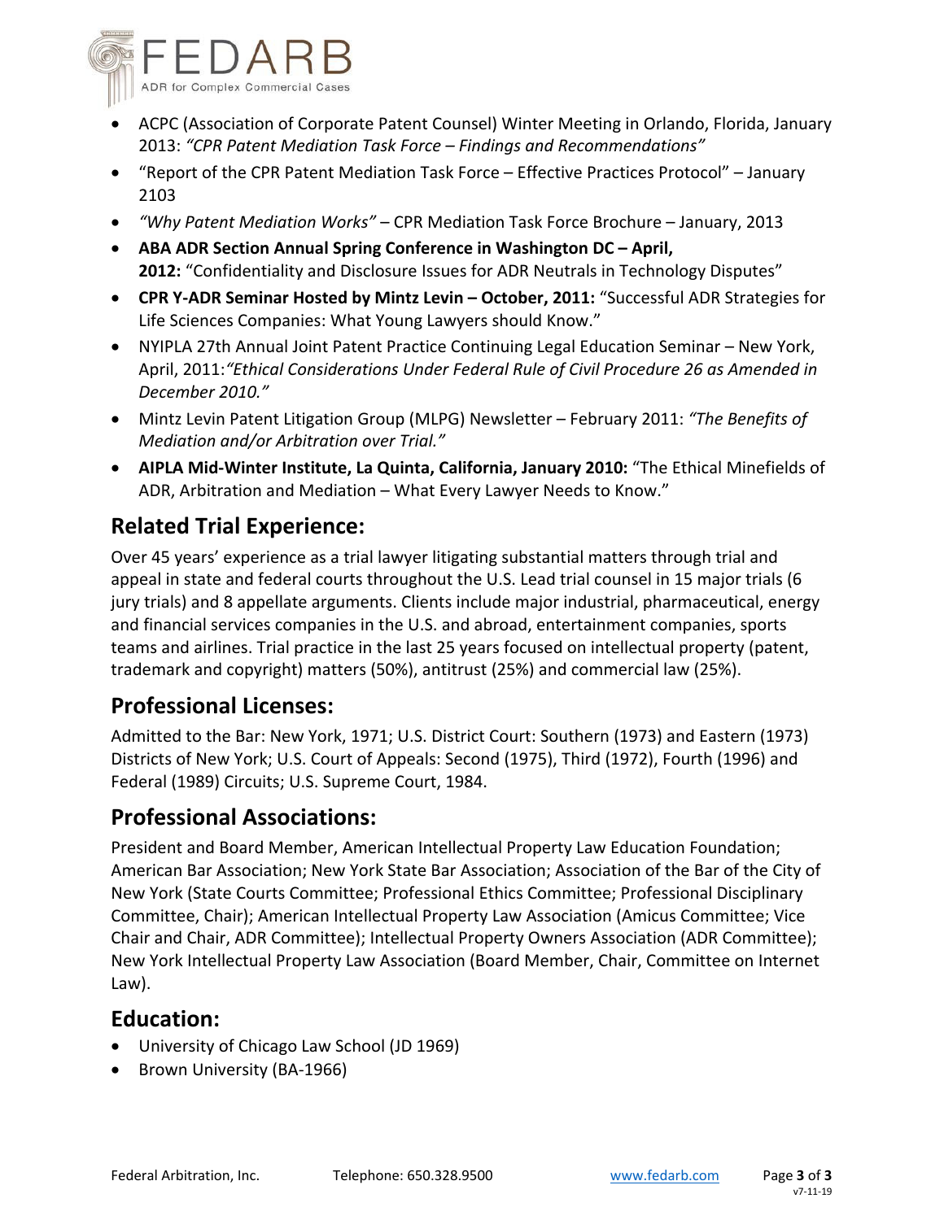- ACPC (Association of Corporate Patent Counsel) Winter Meeting in Orlando, Florida, January 2013: *"CPR Patent Mediation Task Force – Findings and Recommendations"*
- "Report of the CPR Patent Mediation Task Force – Effective Practices Protocol" – January 2103
- *"Why Patent Mediation Works"* – CPR Mediation Task Force Brochure – January, 2013
- **ABA ADR Section Annual Spring Conference in Washington DC – April, 2012:** "Confidentiality and Disclosure Issues for ADR Neutrals in Technology Disputes"
- **CPR Y-ADR Seminar Hosted by Mintz Levin – October, 2011:** "Successful ADR Strategies for Life Sciences Companies: What Young Lawyers should Know."
- NYIPLA 27th Annual Joint Patent Practice Continuing Legal Education Seminar – New York, April, 2011:*"Ethical Considerations Under Federal Rule of Civil Procedure 26 as Amended in December 2010."*
- Mintz Levin Patent Litigation Group (MLPG) Newsletter – February 2011: *"The Benefits of Mediation and/or Arbitration over Trial."*
- **AIPLA Mid-Winter Institute, La Quinta, California, January 2010:** "The Ethical Minefields of ADR, Arbitration and Mediation – What Every Lawyer Needs to Know."

## Related Trial Experience:

Over 45 years' experience as a trial lawyer litigating substantial matters through trial and appeal in state and federal courts throughout the U.S. Lead trial counsel in 15 major trials (6 jury trials) and 8 appellate arguments. Clients include major industrial, pharmaceutical, energy and financial services companies in the U.S. and abroad, entertainment companies, sports teams and airlines. Trial practice in the last 25 years focused on intellectual property (patent, trademark and copyright) matters (50%), antitrust (25%) and commercial law (25%).

## Professional Licenses:

Admitted to the Bar: New York, 1971; U.S. District Court: Southern (1973) and Eastern (1973) Districts of New York; U.S. Court of Appeals: Second (1975), Third (1972), Fourth (1996) and Federal (1989) Circuits; U.S. Supreme Court, 1984.

## Professional Associations:

President and Board Member, American Intellectual Property Law Education Foundation; American Bar Association; New York State Bar Association; Association of the Bar of the City of New York (State Courts Committee; Professional Ethics Committee; Professional Disciplinary Committee, Chair); American Intellectual Property Law Association (Amicus Committee; Vice Chair and Chair, ADR Committee); Intellectual Property Owners Association (ADR Committee); New York Intellectual Property Law Association (Board Member, Chair, Committee on Internet Law).

## Education:

- University of Chicago Law School (JD 1969)
- Brown University (BA-1966)